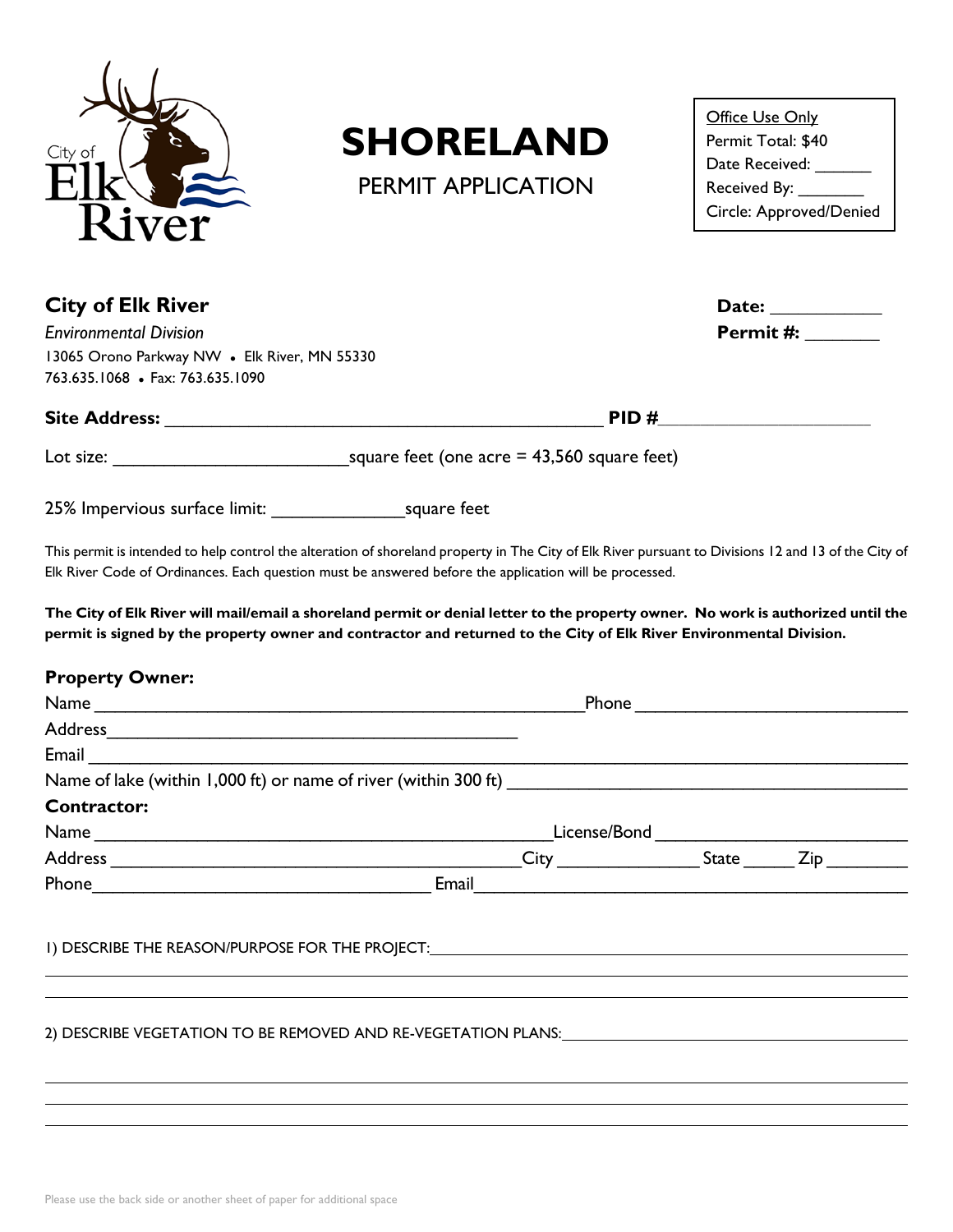City of Elk River

# SHORELAND

PERMIT APPLICATION

Office Use Only
Permit Total: $40
Date Received: ______
Received By: _______
Circle: Approved/Denied

**City of Elk River**
*Environmental Division*
13065 Orono Parkway NW • Elk River, MN 55330
763.635.1068 • Fax: 763.635.1090

**Date:** ___________
**Permit #:** _______

**Site Address:** _____________________________________________ **PID #**_____________________

Lot size: ________________________square feet (one acre = 43,560 square feet)

25% Impervious surface limit: _____________square feet

This permit is intended to help control the alteration of shoreland property in The City of Elk River pursuant to Divisions 12 and 13 of the City of Elk River Code of Ordinances. Each question must be answered before the application will be processed.

**The City of Elk River will mail/email a shoreland permit or denial letter to the property owner. No work is authorized until the permit is signed by the property owner and contractor and returned to the City of Elk River Environmental Division.**

**Property Owner:**

Name __________________________________________________Phone __________________________

Address__________________________________________

Email ______________________________________________________________________________________

Name of lake (within 1,000 ft) or name of river (within 300 ft) ________________________________________

**Contractor:**

Name ______________________________________________License/Bond __________________________

Address ___________________________________________City ______________ State _____ Zip ________

Phone___________________________________ Email_________________________________________

1) DESCRIBE THE REASON/PURPOSE FOR THE PROJECT:______________________________________________

_____________________________________________________________________________________

_____________________________________________________________________________________

2) DESCRIBE VEGETATION TO BE REMOVED AND RE-VEGETATION PLANS:____________________________________

_____________________________________________________________________________________

_____________________________________________________________________________________

_____________________________________________________________________________________

Please use the back side or another sheet of paper for additional space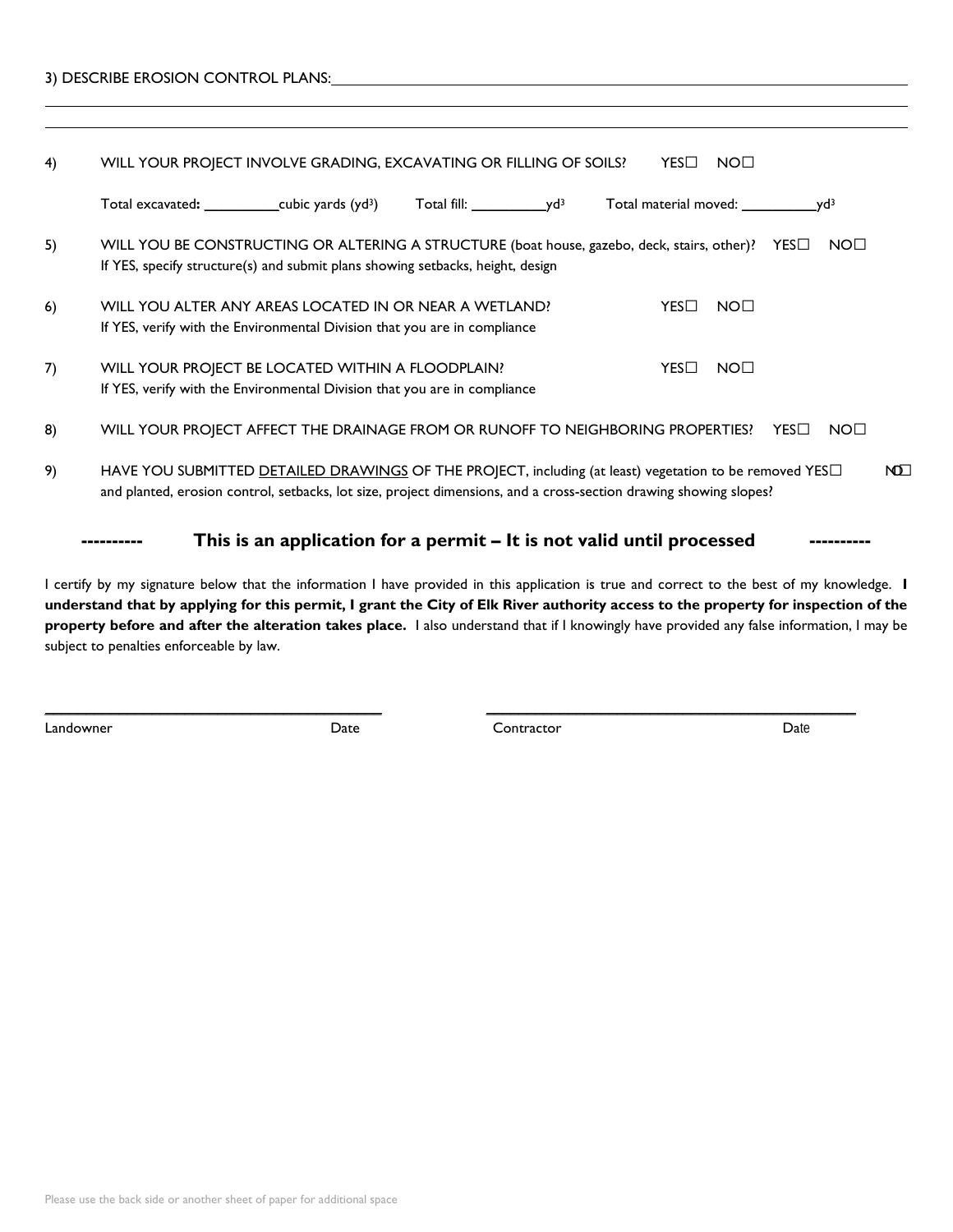3) DESCRIBE EROSION CONTROL PLANS:\_\_\_\_\_\_\_\_\_\_\_\_\_\_\_\_\_\_\_\_\_\_\_\_\_\_\_\_\_\_\_\_\_\_\_\_\_\_\_\_\_\_\_\_\_\_\_\_\_\_\_\_\_\_\_\_\_\_

\_\_\_\_\_\_\_\_\_\_\_\_\_\_\_\_\_\_\_\_\_\_\_\_\_\_\_\_\_\_\_\_\_\_\_\_\_\_\_\_\_\_\_\_\_\_\_\_\_\_\_\_\_\_\_\_\_\_\_\_\_\_\_\_\_\_\_\_\_\_\_\_\_\_\_\_\_\_\_\_\_\_\_\_\_\_\_\_\_\_

\_\_\_\_\_\_\_\_\_\_\_\_\_\_\_\_\_\_\_\_\_\_\_\_\_\_\_\_\_\_\_\_\_\_\_\_\_\_\_\_\_\_\_\_\_\_\_\_\_\_\_\_\_\_\_\_\_\_\_\_\_\_\_\_\_\_\_\_\_\_\_\_\_\_\_\_\_\_\_\_\_\_\_\_\_\_\_\_\_\_

4) WILL YOUR PROJECT INVOLVE GRADING, EXCAVATING OR FILLING OF SOILS? YES☐ NO☐

Total excavated: \_\_\_\_\_\_\_\_\_\_cubic yards ($yd^3$) Total fill: \_\_\_\_\_\_\_\_\_\_$yd^3$ Total material moved: \_\_\_\_\_\_\_\_\_\_$yd^3$

5) WILL YOU BE CONSTRUCTING OR ALTERING A STRUCTURE (boat house, gazebo, deck, stairs, other)? YES☐ NO☐
If YES, specify structure(s) and submit plans showing setbacks, height, design

6) WILL YOU ALTER ANY AREAS LOCATED IN OR NEAR A WETLAND? YES☐ NO☐
If YES, verify with the Environmental Division that you are in compliance

7) WILL YOUR PROJECT BE LOCATED WITHIN A FLOODPLAIN? YES☐ NO☐
If YES, verify with the Environmental Division that you are in compliance

8) WILL YOUR PROJECT AFFECT THE DRAINAGE FROM OR RUNOFF TO NEIGHBORING PROPERTIES? YES☐ NO☐

9) HAVE YOU SUBMITTED DETAILED DRAWINGS OF THE PROJECT, including (at least) vegetation to be removed and planted, erosion control, setbacks, lot size, project dimensions, and a cross-section drawing showing slopes? YES☐ NO☐

## ---------- This is an application for a permit – It is not valid until processed ----------

I certify by my signature below that the information I have provided in this application is true and correct to the best of my knowledge. **I understand that by applying for this permit, I grant the City of Elk River authority access to the property for inspection of the property before and after the alteration takes place.** I also understand that if I knowingly have provided any false information, I may be subject to penalties enforceable by law.

\_\_\_\_\_\_\_\_\_\_\_\_\_\_\_\_\_\_\_\_\_\_\_\_\_\_\_\_\_\_\_\_\_\_\_\_\_\_\_\_ \_\_\_\_\_\_\_\_\_\_\_\_\_\_\_\_\_\_\_\_\_\_\_\_\_\_\_\_\_\_\_\_\_\_\_\_\_\_\_\_
Landowner Date Contractor Date

Please use the back side or another sheet of paper for additional space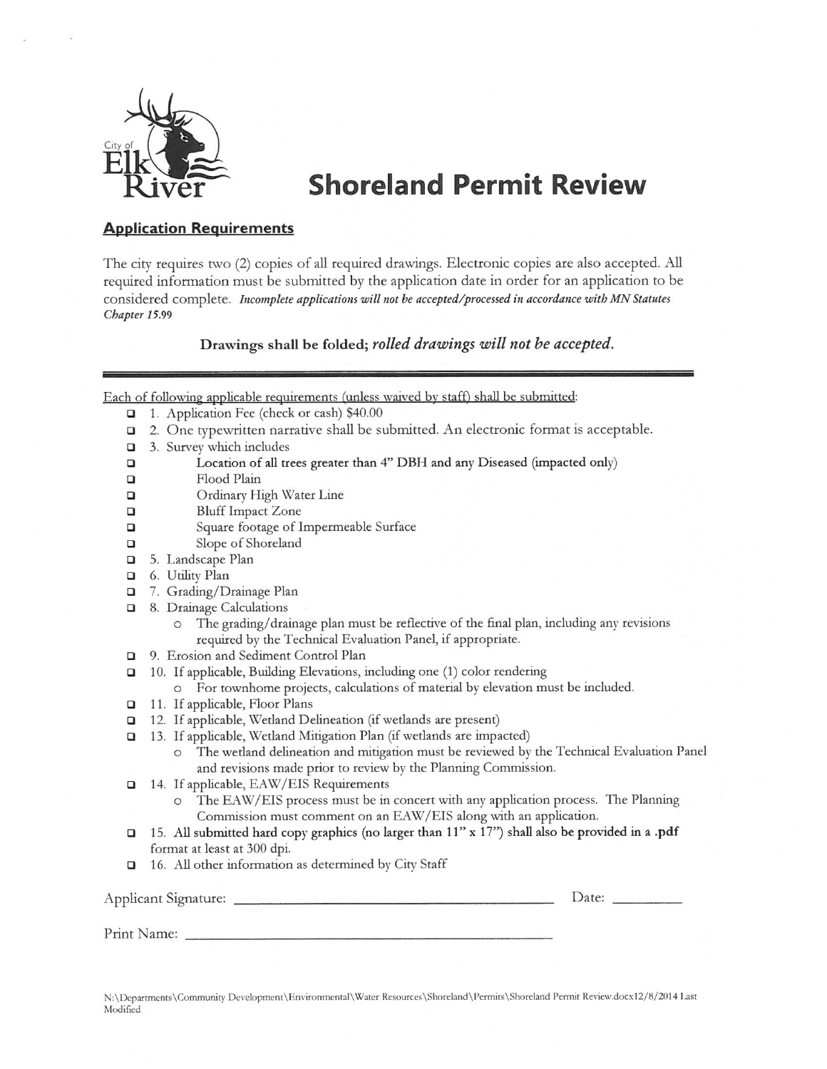City of Elk River

# Shoreland Permit Review

## Application Requirements

The city requires two (2) copies of all required drawings. Electronic copies are also accepted. All required information must be submitted by the application date in order for an application to be considered complete. ***Incomplete applications will not be accepted/processed in accordance with MN Statutes Chapter 15.99***

**Drawings shall be folded; *rolled drawings will not be accepted.***

---

Each of following applicable requirements (unless waived by staff) shall be submitted:

- ☐ 1. Application Fee (check or cash) $40.00
- ☐ 2. One typewritten narrative shall be submitted. An electronic format is acceptable.
- ☐ 3. Survey which includes
  - ☐ Location of all trees greater than 4" DBH and any Diseased (impacted only)
  - ☐ Flood Plain
  - ☐ Ordinary High Water Line
  - ☐ Bluff Impact Zone
  - ☐ Square footage of Impermeable Surface
  - ☐ Slope of Shoreland
- ☐ 5. Landscape Plan
- ☐ 6. Utility Plan
- ☐ 7. Grading/Drainage Plan
- ☐ 8. Drainage Calculations
  - The grading/drainage plan must be reflective of the final plan, including any revisions required by the Technical Evaluation Panel, if appropriate.
- ☐ 9. Erosion and Sediment Control Plan
- ☐ 10. If applicable, Building Elevations, including one (1) color rendering
  - For townhome projects, calculations of material by elevation must be included.
- ☐ 11. If applicable, Floor Plans
- ☐ 12. If applicable, Wetland Delineation (if wetlands are present)
- ☐ 13. If applicable, Wetland Mitigation Plan (if wetlands are impacted)
  - The wetland delineation and mitigation must be reviewed by the Technical Evaluation Panel and revisions made prior to review by the Planning Commission.
- ☐ 14. If applicable, EAW/EIS Requirements
  - The EAW/EIS process must be in concert with any application process. The Planning Commission must comment on an EAW/EIS along with an application.
- ☐ 15. All submitted hard copy graphics (no larger than 11" x 17") shall also be provided in a .pdf format at least at 300 dpi.
- ☐ 16. All other information as determined by City Staff

Applicant Signature: ______________________________ Date: __________

Print Name: ______________________________

N:\Departments\Community Development\Environmental\Water Resources\Shoreland\Permits\Shoreland Permit Review.docx12/8/2014 Last Modified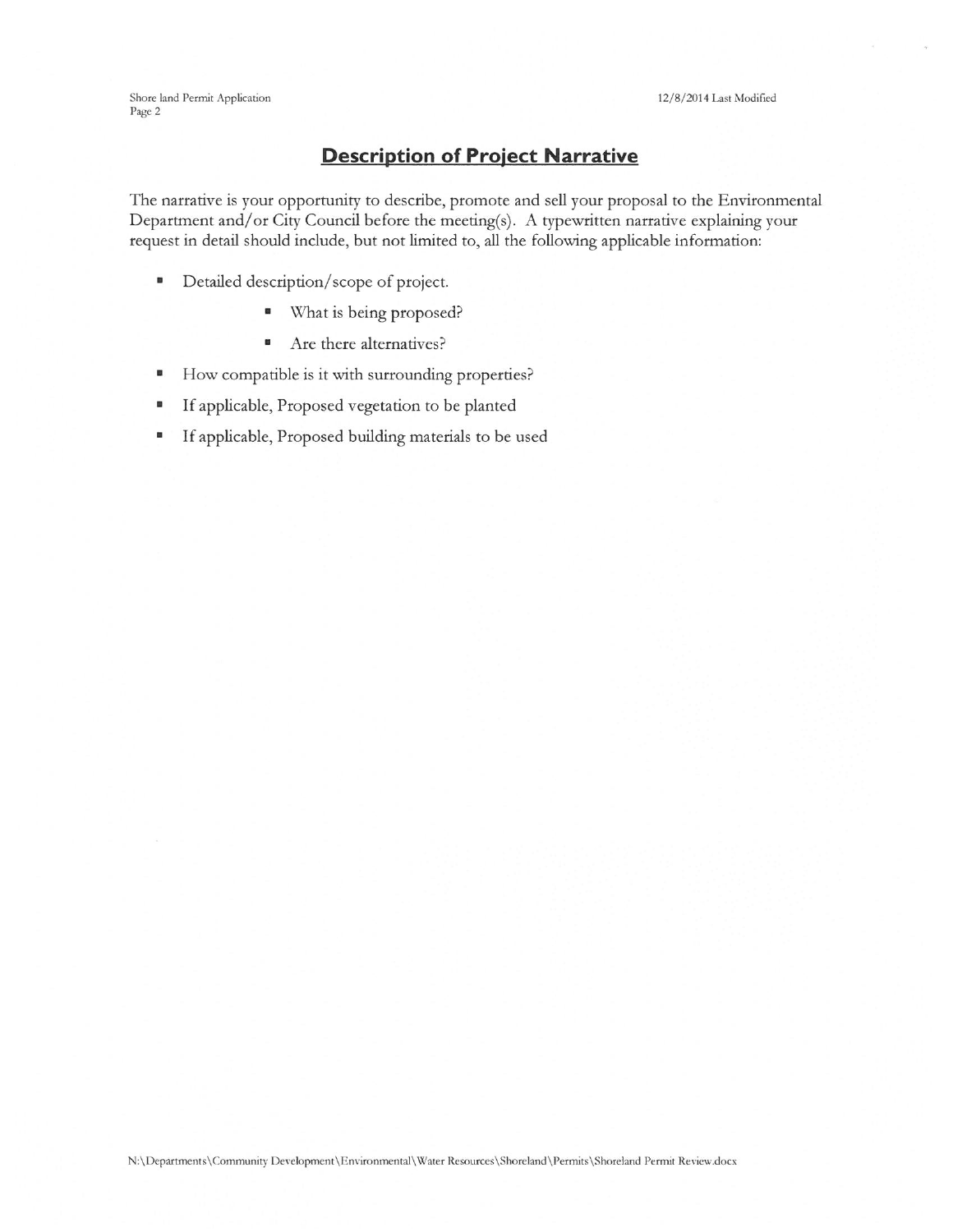## Description of Project Narrative

The narrative is your opportunity to describe, promote and sell your proposal to the Environmental Department and/or City Council before the meeting(s). A typewritten narrative explaining your request in detail should include, but not limited to, all the following applicable information:

- Detailed description/scope of project.
  - What is being proposed?
  - Are there alternatives?
- How compatible is it with surrounding properties?
- If applicable, Proposed vegetation to be planted
- If applicable, Proposed building materials to be used